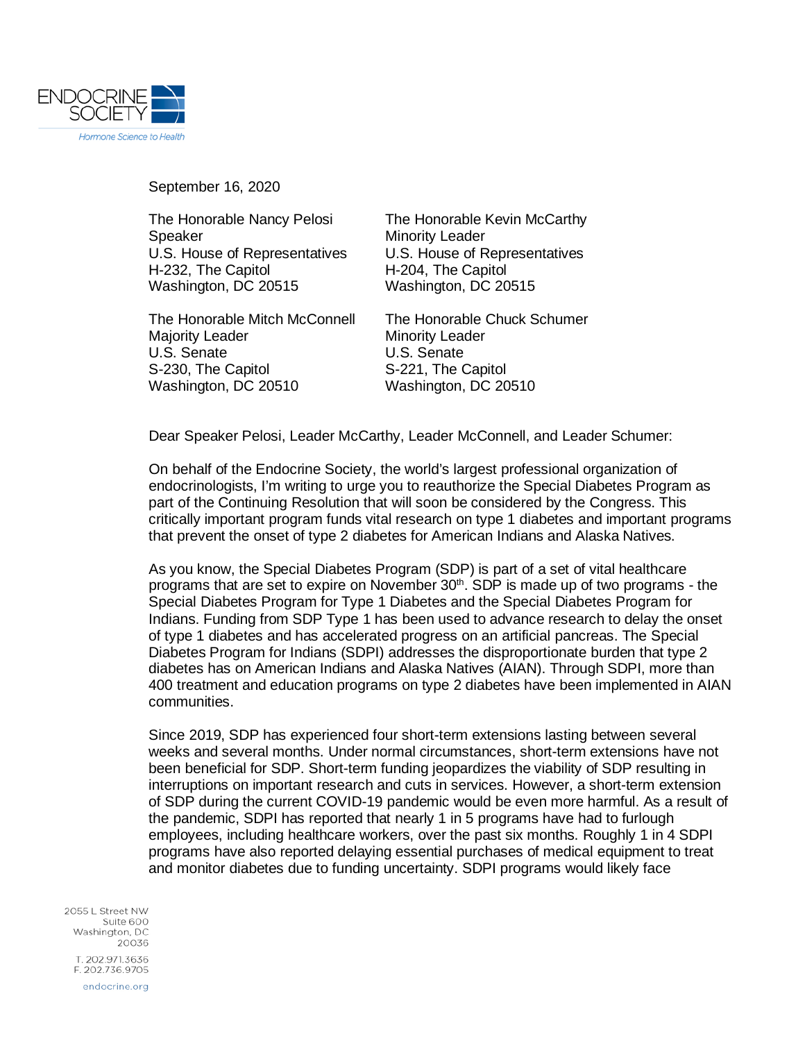ENDOCRINE SOCIETY

*Hormone Science to Health*

September 16, 2020

The Honorable Nancy Pelosi
Speaker
U.S. House of Representatives
H-232, The Capitol
Washington, DC 20515

The Honorable Kevin McCarthy
Minority Leader
U.S. House of Representatives
H-204, The Capitol
Washington, DC 20515

The Honorable Mitch McConnell
Majority Leader
U.S. Senate
S-230, The Capitol
Washington, DC 20510

The Honorable Chuck Schumer
Minority Leader
U.S. Senate
S-221, The Capitol
Washington, DC 20510

Dear Speaker Pelosi, Leader McCarthy, Leader McConnell, and Leader Schumer:

On behalf of the Endocrine Society, the world's largest professional organization of endocrinologists, I'm writing to urge you to reauthorize the Special Diabetes Program as part of the Continuing Resolution that will soon be considered by the Congress. This critically important program funds vital research on type 1 diabetes and important programs that prevent the onset of type 2 diabetes for American Indians and Alaska Natives.

As you know, the Special Diabetes Program (SDP) is part of a set of vital healthcare programs that are set to expire on November 30th. SDP is made up of two programs - the Special Diabetes Program for Type 1 Diabetes and the Special Diabetes Program for Indians. Funding from SDP Type 1 has been used to advance research to delay the onset of type 1 diabetes and has accelerated progress on an artificial pancreas. The Special Diabetes Program for Indians (SDPI) addresses the disproportionate burden that type 2 diabetes has on American Indians and Alaska Natives (AIAN). Through SDPI, more than 400 treatment and education programs on type 2 diabetes have been implemented in AIAN communities.

Since 2019, SDP has experienced four short-term extensions lasting between several weeks and several months. Under normal circumstances, short-term extensions have not been beneficial for SDP. Short-term funding jeopardizes the viability of SDP resulting in interruptions on important research and cuts in services. However, a short-term extension of SDP during the current COVID-19 pandemic would be even more harmful. As a result of the pandemic, SDPI has reported that nearly 1 in 5 programs have had to furlough employees, including healthcare workers, over the past six months. Roughly 1 in 4 SDPI programs have also reported delaying essential purchases of medical equipment to treat and monitor diabetes due to funding uncertainty. SDPI programs would likely face

2055 L Street NW
Suite 600
Washington, DC
20036

T. 202.971.3636
F. 202.736.9705

endocrine.org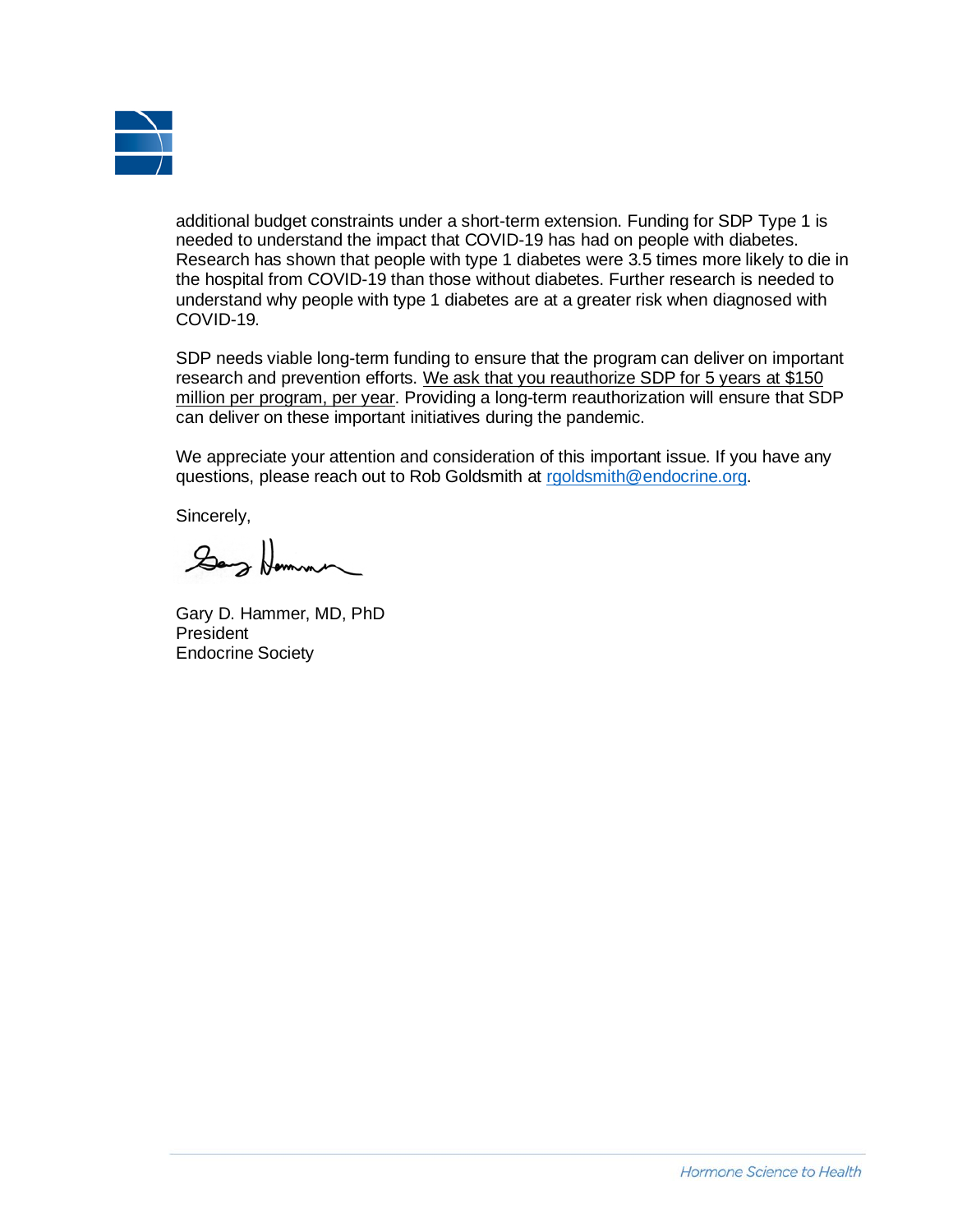additional budget constraints under a short-term extension. Funding for SDP Type 1 is needed to understand the impact that COVID-19 has had on people with diabetes. Research has shown that people with type 1 diabetes were 3.5 times more likely to die in the hospital from COVID-19 than those without diabetes. Further research is needed to understand why people with type 1 diabetes are at a greater risk when diagnosed with COVID-19.

SDP needs viable long-term funding to ensure that the program can deliver on important research and prevention efforts. <u>We ask that you reauthorize SDP for 5 years at $150 million per program, per year</u>. Providing a long-term reauthorization will ensure that SDP can deliver on these important initiatives during the pandemic.

We appreciate your attention and consideration of this important issue. If you have any questions, please reach out to Rob Goldsmith at rgoldsmith@endocrine.org.

Sincerely,

Gary D. Hammer, MD, PhD
President
Endocrine Society